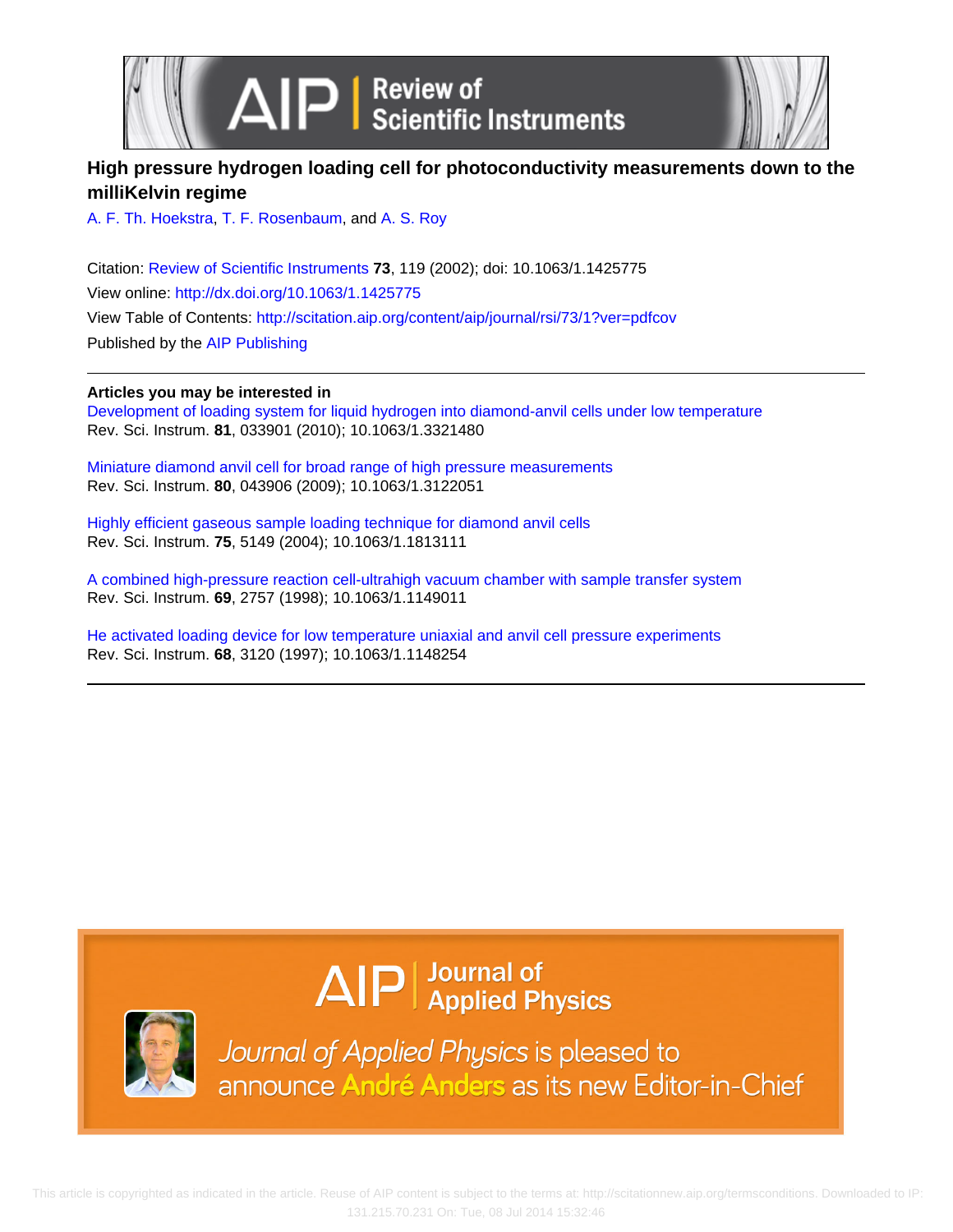# High pressure hydrogen loading cell for photoconductivity measurements down to the milliKelvin regime

A. F. Th. Hoekstra, T. F. Rosenbaum, and A. S. Roy

Citation: Review of Scientific Instruments **73**, 119 (2002); doi: 10.1063/1.1425775

View online: http://dx.doi.org/10.1063/1.1425775

View Table of Contents: http://scitation.aip.org/content/aip/journal/rsi/73/1?ver=pdfcov

Published by the AIP Publishing

**Articles you may be interested in**

Development of loading system for liquid hydrogen into diamond-anvil cells under low temperature
Rev. Sci. Instrum. **81**, 033901 (2010); 10.1063/1.3321480

Miniature diamond anvil cell for broad range of high pressure measurements
Rev. Sci. Instrum. **80**, 043906 (2009); 10.1063/1.3122051

Highly efficient gaseous sample loading technique for diamond anvil cells
Rev. Sci. Instrum. **75**, 5149 (2004); 10.1063/1.1813111

A combined high-pressure reaction cell-ultrahigh vacuum chamber with sample transfer system
Rev. Sci. Instrum. **69**, 2757 (1998); 10.1063/1.1149011

He activated loading device for low temperature uniaxial and anvil cell pressure experiments
Rev. Sci. Instrum. **68**, 3120 (1997); 10.1063/1.1148254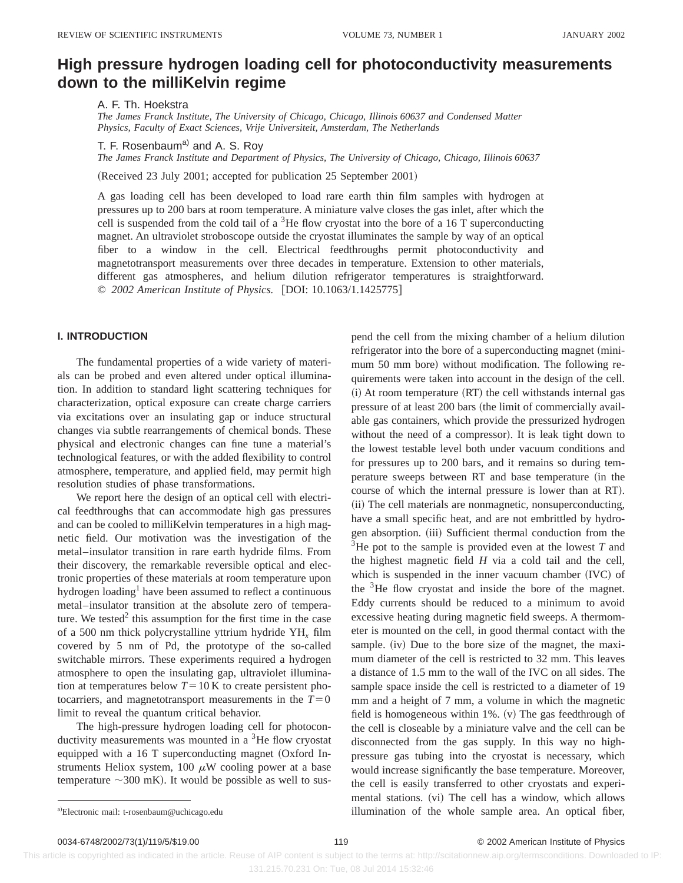# High pressure hydrogen loading cell for photoconductivity measurements down to the milliKelvin regime

A. F. Th. Hoekstra

*The James Franck Institute, The University of Chicago, Chicago, Illinois 60637 and Condensed Matter Physics, Faculty of Exact Sciences, Vrije Universiteit, Amsterdam, The Netherlands*

T. F. Rosenbaum[a] and A. S. Roy

*The James Franck Institute and Department of Physics, The University of Chicago, Chicago, Illinois 60637*

(Received 23 July 2001; accepted for publication 25 September 2001)

A gas loading cell has been developed to load rare earth thin film samples with hydrogen at pressures up to 200 bars at room temperature. A miniature valve closes the gas inlet, after which the cell is suspended from the cold tail of a $^3$He flow cryostat into the bore of a 16 T superconducting magnet. An ultraviolet stroboscope outside the cryostat illuminates the sample by way of an optical fiber to a window in the cell. Electrical feedthroughs permit photoconductivity and magnetotransport measurements over three decades in temperature. Extension to other materials, different gas atmospheres, and helium dilution refrigerator temperatures is straightforward. © *2002 American Institute of Physics.* [DOI: 10.1063/1.1425775]

## I. INTRODUCTION

The fundamental properties of a wide variety of materials can be probed and even altered under optical illumination. In addition to standard light scattering techniques for characterization, optical exposure can create charge carriers via excitations over an insulating gap or induce structural changes via subtle rearrangements of chemical bonds. These physical and electronic changes can fine tune a material's technological features, or with the added flexibility to control atmosphere, temperature, and applied field, may permit high resolution studies of phase transformations.

We report here the design of an optical cell with electrical feedthroughs that can accommodate high gas pressures and can be cooled to milliKelvin temperatures in a high magnetic field. Our motivation was the investigation of the metal–insulator transition in rare earth hydride films. From their discovery, the remarkable reversible optical and electronic properties of these materials at room temperature upon hydrogen loading[1] have been assumed to reflect a continuous metal–insulator transition at the absolute zero of temperature. We tested[2] this assumption for the first time in the case of a 500 nm thick polycrystalline yttrium hydride $YH_x$ film covered by 5 nm of Pd, the prototype of the so-called switchable mirrors. These experiments required a hydrogen atmosphere to open the insulating gap, ultraviolet illumination at temperatures below $T=10$ K to create persistent photocarriers, and magnetotransport measurements in the $T=0$ limit to reveal the quantum critical behavior.

The high-pressure hydrogen loading cell for photoconductivity measurements was mounted in a $^3$He flow cryostat equipped with a 16 T superconducting magnet (Oxford Instruments Heliox system, 100 $\mu$W cooling power at a base temperature ~300 mK). It would be possible as well to suspend the cell from the mixing chamber of a helium dilution refrigerator into the bore of a superconducting magnet (minimum 50 mm bore) without modification. The following requirements were taken into account in the design of the cell. (i) At room temperature (RT) the cell withstands internal gas pressure of at least 200 bars (the limit of commercially available gas containers, which provide the pressurized hydrogen without the need of a compressor). It is leak tight down to the lowest testable level both under vacuum conditions and for pressures up to 200 bars, and it remains so during temperature sweeps between RT and base temperature (in the course of which the internal pressure is lower than at RT). (ii) The cell materials are nonmagnetic, nonsuperconducting, have a small specific heat, and are not embrittled by hydrogen absorption. (iii) Sufficient thermal conduction from the $^3$He pot to the sample is provided even at the lowest $T$ and the highest magnetic field $H$ via a cold tail and the cell, which is suspended in the inner vacuum chamber (IVC) of the $^3$He flow cryostat and inside the bore of the magnet. Eddy currents should be reduced to a minimum to avoid excessive heating during magnetic field sweeps. A thermometer is mounted on the cell, in good thermal contact with the sample. (iv) Due to the bore size of the magnet, the maximum diameter of the cell is restricted to 32 mm. This leaves a distance of 1.5 mm to the wall of the IVC on all sides. The sample space inside the cell is restricted to a diameter of 19 mm and a height of 7 mm, a volume in which the magnetic field is homogeneous within 1%. (v) The gas feedthrough of the cell is closeable by a miniature valve and the cell can be disconnected from the gas supply. In this way no high-pressure gas tubing into the cryostat is necessary, which would increase significantly the base temperature. Moreover, the cell is easily transferred to other cryostats and experimental stations. (vi) The cell has a window, which allows illumination of the whole sample area. An optical fiber,

[a]Electronic mail: t-rosenbaum@uchicago.edu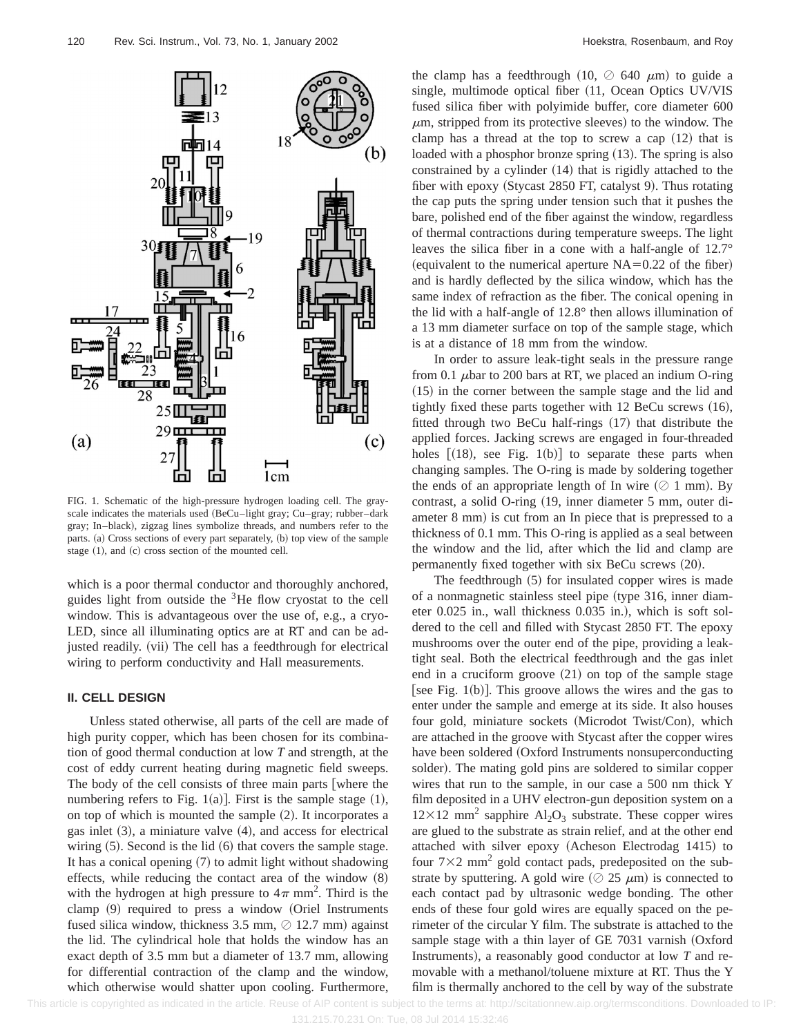FIG. 1. Schematic of the high-pressure hydrogen loading cell. The gray-scale indicates the materials used (BeCu–light gray; Cu–gray; rubber–dark gray; In–black), zigzag lines symbolize threads, and numbers refer to the parts. (a) Cross sections of every part separately, (b) top view of the sample stage (1), and (c) cross section of the mounted cell.

which is a poor thermal conductor and thoroughly anchored, guides light from outside the $^3$He flow cryostat to the cell window. This is advantageous over the use of, e.g., a cryo-LED, since all illuminating optics are at RT and can be adjusted readily. (vii) The cell has a feedthrough for electrical wiring to perform conductivity and Hall measurements.

## II. CELL DESIGN

Unless stated otherwise, all parts of the cell are made of high purity copper, which has been chosen for its combination of good thermal conduction at low $T$ and strength, at the cost of eddy current heating during magnetic field sweeps. The body of the cell consists of three main parts [where the numbering refers to Fig. 1(a)]. First is the sample stage (1), on top of which is mounted the sample (2). It incorporates a gas inlet (3), a miniature valve (4), and access for electrical wiring (5). Second is the lid (6) that covers the sample stage. It has a conical opening (7) to admit light without shadowing effects, while reducing the contact area of the window (8) with the hydrogen at high pressure to $4\pi$ mm$^2$. Third is the clamp (9) required to press a window (Oriel Instruments fused silica window, thickness 3.5 mm, ⊘ 12.7 mm) against the lid. The cylindrical hole that holds the window has an exact depth of 3.5 mm but a diameter of 13.7 mm, allowing for differential contraction of the clamp and the window, which otherwise would shatter upon cooling. Furthermore, the clamp has a feedthrough (10, ⊘ 640 $\mu$m) to guide a single, multimode optical fiber (11, Ocean Optics UV/VIS fused silica fiber with polyimide buffer, core diameter 600 $\mu$m, stripped from its protective sleeves) to the window. The clamp has a thread at the top to screw a cap (12) that is loaded with a phosphor bronze spring (13). The spring is also constrained by a cylinder (14) that is rigidly attached to the fiber with epoxy (Stycast 2850 FT, catalyst 9). Thus rotating the cap puts the spring under tension such that it pushes the bare, polished end of the fiber against the window, regardless of thermal contractions during temperature sweeps. The light leaves the silica fiber in a cone with a half-angle of 12.7° (equivalent to the numerical aperture NA=0.22 of the fiber) and is hardly deflected by the silica window, which has the same index of refraction as the fiber. The conical opening in the lid with a half-angle of 12.8° then allows illumination of a 13 mm diameter surface on top of the sample stage, which is at a distance of 18 mm from the window.

In order to assure leak-tight seals in the pressure range from 0.1 $\mu$bar to 200 bars at RT, we placed an indium O-ring (15) in the corner between the sample stage and the lid and tightly fixed these parts together with 12 BeCu screws (16), fitted through two BeCu half-rings (17) that distribute the applied forces. Jacking screws are engaged in four-threaded holes [(18), see Fig. 1(b)] to separate these parts when changing samples. The O-ring is made by soldering together the ends of an appropriate length of In wire (⊘ 1 mm). By contrast, a solid O-ring (19, inner diameter 5 mm, outer diameter 8 mm) is cut from an In piece that is prepressed to a thickness of 0.1 mm. This O-ring is applied as a seal between the window and the lid, after which the lid and clamp are permanently fixed together with six BeCu screws (20).

The feedthrough (5) for insulated copper wires is made of a nonmagnetic stainless steel pipe (type 316, inner diameter 0.025 in., wall thickness 0.035 in.), which is soft soldered to the cell and filled with Stycast 2850 FT. The epoxy mushrooms over the outer end of the pipe, providing a leak-tight seal. Both the electrical feedthrough and the gas inlet end in a cruciform groove (21) on top of the sample stage [see Fig. 1(b)]. This groove allows the wires and the gas to enter under the sample and emerge at its side. It also houses four gold, miniature sockets (Microdot Twist/Con), which are attached in the groove with Stycast after the copper wires have been soldered (Oxford Instruments nonsuperconducting solder). The mating gold pins are soldered to similar copper wires that run to the sample, in our case a 500 nm thick Y film deposited in a UHV electron-gun deposition system on a $12\times12$ mm$^2$ sapphire $Al_2O_3$ substrate. These copper wires are glued to the substrate as strain relief, and at the other end attached with silver epoxy (Acheson Electrodag 1415) to four $7\times2$ mm$^2$ gold contact pads, predeposited on the substrate by sputtering. A gold wire (⊘ 25 $\mu$m) is connected to each contact pad by ultrasonic wedge bonding. The other ends of these four gold wires are equally spaced on the perimeter of the circular Y film. The substrate is attached to the sample stage with a thin layer of GE 7031 varnish (Oxford Instruments), a reasonably good conductor at low $T$ and removable with a methanol/toluene mixture at RT. Thus the Y film is thermally anchored to the cell by way of the substrate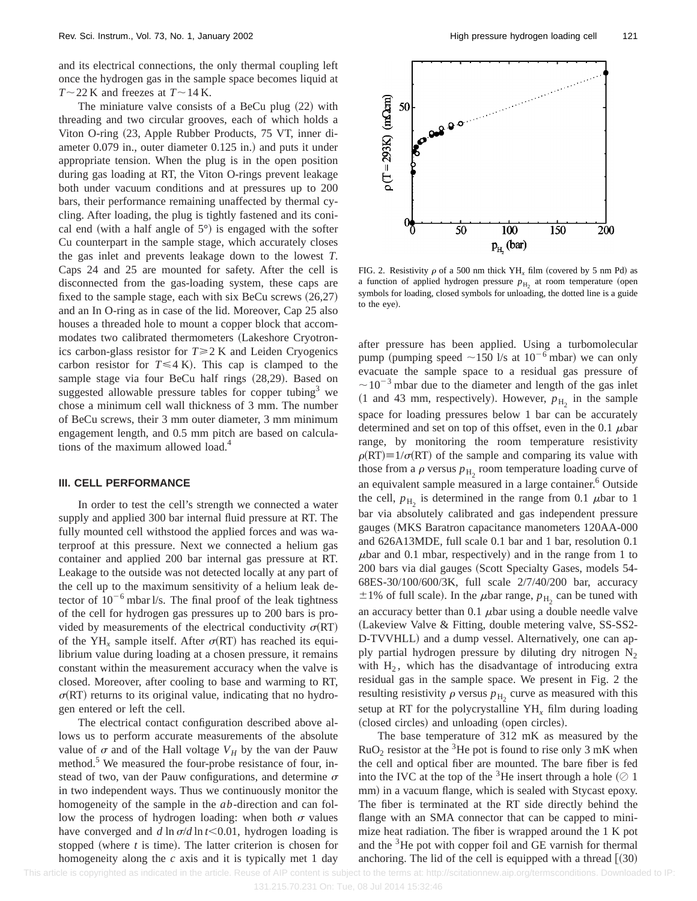and its electrical connections, the only thermal coupling left once the hydrogen gas in the sample space becomes liquid at $T \sim 22$ K and freezes at $T \sim 14$ K.

The miniature valve consists of a BeCu plug (22) with threading and two circular grooves, each of which holds a Viton O-ring (23, Apple Rubber Products, 75 VT, inner diameter 0.079 in., outer diameter 0.125 in.) and puts it under appropriate tension. When the plug is in the open position during gas loading at RT, the Viton O-rings prevent leakage both under vacuum conditions and at pressures up to 200 bars, their performance remaining unaffected by thermal cycling. After loading, the plug is tightly fastened and its conical end (with a half angle of 5°) is engaged with the softer Cu counterpart in the sample stage, which accurately closes the gas inlet and prevents leakage down to the lowest $T$. Caps 24 and 25 are mounted for safety. After the cell is disconnected from the gas-loading system, these caps are fixed to the sample stage, each with six BeCu screws (26,27) and an In O-ring as in case of the lid. Moreover, Cap 25 also houses a threaded hole to mount a copper block that accommodates two calibrated thermometers (Lakeshore Cryotronics carbon-glass resistor for $T \geq 2$ K and Leiden Cryogenics carbon resistor for $T \leq 4$ K). This cap is clamped to the sample stage via four BeCu half rings (28,29). Based on suggested allowable pressure tables for copper tubing[3] we chose a minimum cell wall thickness of 3 mm. The number of BeCu screws, their 3 mm outer diameter, 3 mm minimum engagement length, and 0.5 mm pitch are based on calculations of the maximum allowed load.[4]

### III. CELL PERFORMANCE

In order to test the cell's strength we connected a water supply and applied 300 bar internal fluid pressure at RT. The fully mounted cell withstood the applied forces and was waterproof at this pressure. Next we connected a helium gas container and applied 200 bar internal gas pressure at RT. Leakage to the outside was not detected locally at any part of the cell up to the maximum sensitivity of a helium leak detector of $10^{-6}$ mbar l/s. The final proof of the leak tightness of the cell for hydrogen gas pressures up to 200 bars is provided by measurements of the electrical conductivity $\sigma$(RT) of the $YH_x$ sample itself. After $\sigma$(RT) has reached its equilibrium value during loading at a chosen pressure, it remains constant within the measurement accuracy when the valve is closed. Moreover, after cooling to base and warming to RT, $\sigma$(RT) returns to its original value, indicating that no hydrogen entered or left the cell.

The electrical contact configuration described above allows us to perform accurate measurements of the absolute value of $\sigma$ and of the Hall voltage $V_H$ by the van der Pauw method.[5] We measured the four-probe resistance of four, instead of two, van der Pauw configurations, and determine $\sigma$ in two independent ways. Thus we continuously monitor the homogeneity of the sample in the $ab$-direction and can follow the process of hydrogen loading: when both $\sigma$ values have converged and $d \ln \sigma / d \ln t < 0.01$, hydrogen loading is stopped (where $t$ is time). The latter criterion is chosen for homogeneity along the $c$ axis and it is typically met 1 day after pressure has been applied. Using a turbomolecular pump (pumping speed $\sim 150$ l/s at $10^{-6}$ mbar) we can only evacuate the sample space to a residual gas pressure of $\sim 10^{-3}$ mbar due to the diameter and length of the gas inlet (1 and 43 mm, respectively). However, $p_{H_2}$ in the sample space for loading pressures below 1 bar can be accurately determined and set on top of this offset, even in the 0.1 $\mu$bar range, by monitoring the room temperature resistivity $\rho(\mathrm{RT}) \equiv 1/\sigma(\mathrm{RT})$ of the sample and comparing its value with those from a $\rho$ versus $p_{H_2}$ room temperature loading curve of an equivalent sample measured in a large container.[6] Outside the cell, $p_{H_2}$ is determined in the range from 0.1 $\mu$bar to 1 bar via absolutely calibrated and gas independent pressure gauges (MKS Baratron capacitance manometers 120AA-000 and 626A13MDE, full scale 0.1 bar and 1 bar, resolution 0.1 $\mu$bar and 0.1 mbar, respectively) and in the range from 1 to 200 bars via dial gauges (Scott Specialty Gases, models 54-68ES-30/100/600/3K, full scale 2/7/40/200 bar, accuracy $\pm 1\%$ of full scale). In the $\mu$bar range, $p_{H_2}$ can be tuned with an accuracy better than 0.1 $\mu$bar using a double needle valve (Lakeview Valve & Fitting, double metering valve, SS-SS2-D-TVVHLL) and a dump vessel. Alternatively, one can apply partial hydrogen pressure by diluting dry nitrogen $N_2$ with $H_2$, which has the disadvantage of introducing extra residual gas in the sample space. We present in Fig. 2 the resulting resistivity $\rho$ versus $p_{H_2}$ curve as measured with this setup at RT for the polycrystalline $YH_x$ film during loading (closed circles) and unloading (open circles).

FIG. 2. Resistivity $\rho$ of a 500 nm thick $YH_x$ film (covered by 5 nm Pd) as a function of applied hydrogen pressure $p_{H_2}$ at room temperature (open symbols for loading, closed symbols for unloading, the dotted line is a guide to the eye).

The base temperature of 312 mK as measured by the $RuO_2$ resistor at the $^3$He pot is found to rise only 3 mK when the cell and optical fiber are mounted. The bare fiber is fed into the IVC at the top of the $^3$He insert through a hole (⌀ 1 mm) in a vacuum flange, which is sealed with Stycast epoxy. The fiber is terminated at the RT side directly behind the flange with an SMA connector that can be capped to minimize heat radiation. The fiber is wrapped around the 1 K pot and the $^3$He pot with copper foil and GE varnish for thermal anchoring. The lid of the cell is equipped with a thread [(30)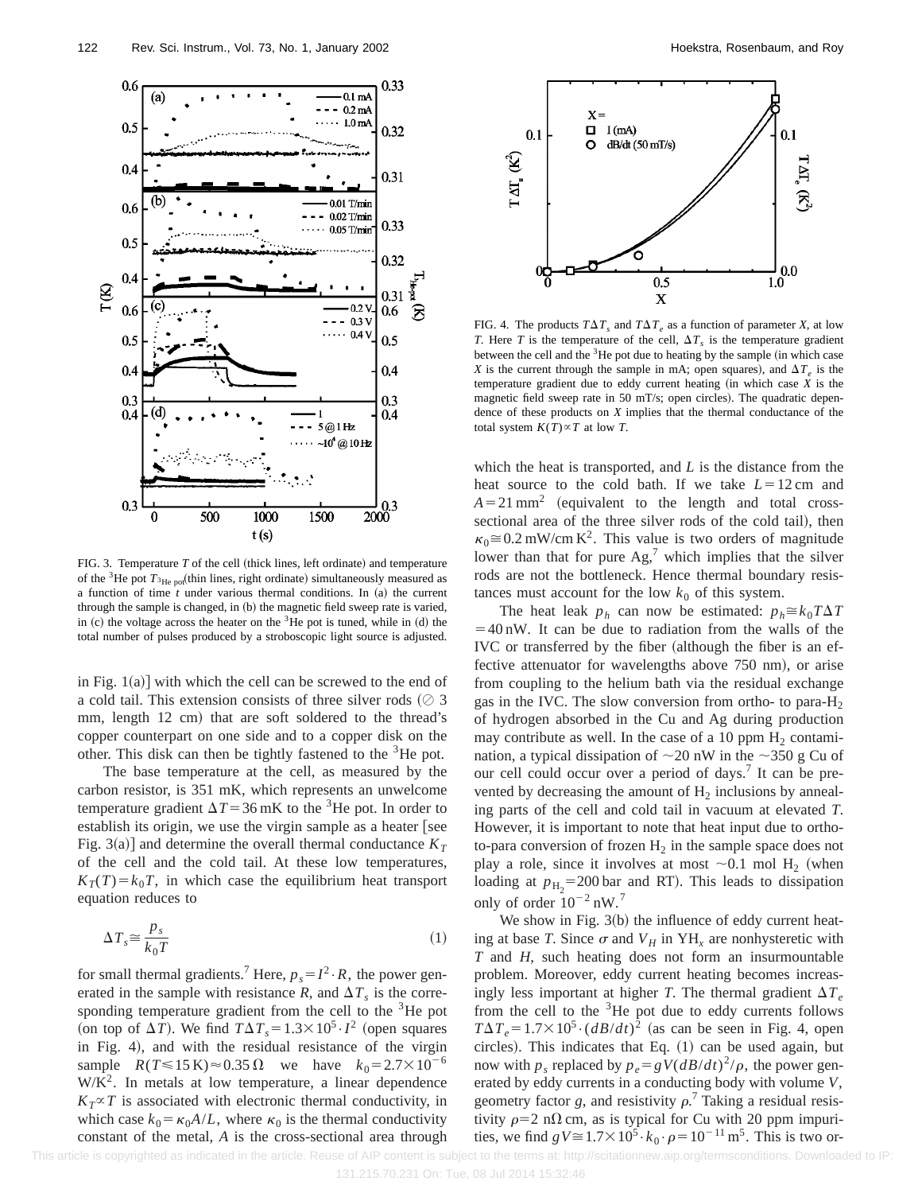FIG. 3. Temperature $T$ of the cell (thick lines, left ordinate) and temperature of the $^3$He pot $T_{^3\text{He pot}}$ (thin lines, right ordinate) simultaneously measured as a function of time $t$ under various thermal conditions. In (a) the current through the sample is changed, in (b) the magnetic field sweep rate is varied, in (c) the voltage across the heater on the $^3$He pot is tuned, while in (d) the total number of pulses produced by a stroboscopic light source is adjusted.

in Fig. 1(a)] with which the cell can be screwed to the end of a cold tail. This extension consists of three silver rods (⌀ 3 mm, length 12 cm) that are soft soldered to the thread's copper counterpart on one side and to a copper disk on the other. This disk can then be tightly fastened to the $^3$He pot.

The base temperature at the cell, as measured by the carbon resistor, is 351 mK, which represents an unwelcome temperature gradient $\Delta T = 36$ mK to $^3$He pot. In order to establish its origin, we use the virgin sample as a heater [see Fig. 3(a)] and determine the overall thermal conductance $K_T$ of the cell and the cold tail. At these low temperatures, $K_T(T) = k_0 T$, in which case the equilibrium heat transport equation reduces to

$$\Delta T_s \cong \frac{p_s}{k_0 T} \tag{1}$$

for small thermal gradients.[7] Here, $p_s = I^2 \cdot R$, the power generated in the sample with resistance $R$, and $\Delta T_s$ is the corresponding temperature gradient from the cell to the $^3$He pot (on top of $\Delta T$). We find $T\Delta T_s = 1.3\times 10^5 \cdot I^2$ (open squares in Fig. 4), and with the residual resistance of the virgin sample $R(T \lesssim 15\,\text{K}) \approx 0.35\,\Omega$ we have $k_0 = 2.7\times 10^{-6}$ W/K$^2$. In metals at low temperature, a linear dependence $K_T \propto T$ is associated with electronic thermal conductivity, in which case $k_0 = \kappa_0 A/L$, where $\kappa_0$ is the thermal conductivity constant of the metal, $A$ is the cross-sectional area through

FIG. 4. The products $T\Delta T_s$ and $T\Delta T_e$ as a function of parameter $X$, at low $T$. Here $T$ is the temperature of the cell, $\Delta T_s$ is the temperature gradient between the cell and the $^3$He pot due to heating by the sample (in which case $X$ is the current through the sample in mA; open squares), and $\Delta T_e$ is the temperature gradient due to eddy current heating (in which case $X$ is the magnetic field sweep rate in 50 mT/s; open circles). The quadratic dependence of these products on $X$ implies that the thermal conductance of the total system $K(T) \propto T$ at low $T$.

which the heat is transported, and $L$ is the distance from the heat source to the cold bath. If we take $L = 12$ cm and $A = 21\,\text{mm}^2$ (equivalent to the length and total cross-sectional area of the three silver rods of the cold tail), then $\kappa_0 \cong 0.2\,\text{mW/cm}\,\text{K}^2$. This value is two orders of magnitude lower than that for pure Ag,[7] which implies that the silver rods are not the bottleneck. Hence thermal boundary resistances must account for the low $k_0$ of this system.

The heat leak $p_h$ can now be estimated: $p_h \cong k_0 T \Delta T = 40$ nW. It can be due to radiation from the walls of the IVC or transferred by the fiber (although the fiber is an effective attenuator for wavelengths above 750 nm), or arise from coupling to the helium bath via the residual exchange gas in the IVC. The slow conversion from ortho- to para-$H_2$ of hydrogen absorbed in the Cu and Ag during production may contribute as well. In the case of a 10 ppm $H_2$ contamination, a typical dissipation of ~20 nW in the ~350 g Cu of our cell could occur over a period of days.[7] It can be prevented by decreasing the amount of $H_2$ inclusions by annealing parts of the cell and cold tail in vacuum at elevated $T$. However, it is important to note that heat input due to ortho-to-para conversion of frozen $H_2$ in the sample space does not play a role, since it involves at most ~0.1 mol $H_2$ (when loading at $p_{H_2} = 200$ bar and RT). This leads to dissipation only of order $10^{-2}$ nW.[7]

We show in Fig. 3(b) the influence of eddy current heating at base $T$. Since $\sigma$ and $V_H$ in $YH_x$ are nonhysteretic with $T$ and $H$, such heating does not form an insurmountable problem. Moreover, eddy current heating becomes increasingly less important at higher $T$. The thermal gradient $\Delta T_e$ from the cell to the $^3$He pot due to eddy currents follows $T\Delta T_e = 1.7\times 10^5 \cdot (dB/dt)^2$ (as can be seen in Fig. 4, open circles). This indicates that Eq. (1) can be used again, but now with $p_s$ replaced by $p_e = gV(dB/dt)^2/\rho$, the power generated by eddy currents in a conducting body with volume $V$, geometry factor $g$, and resistivity $\rho$.[7] Taking a residual resistivity $\rho = 2\,\text{n}\Omega\,\text{cm}$, as is typical for Cu with 20 ppm impurities, we find $gV \cong 1.7\times 10^5 \cdot k_0 \cdot \rho = 10^{-11}\,\text{m}^5$. This is two or-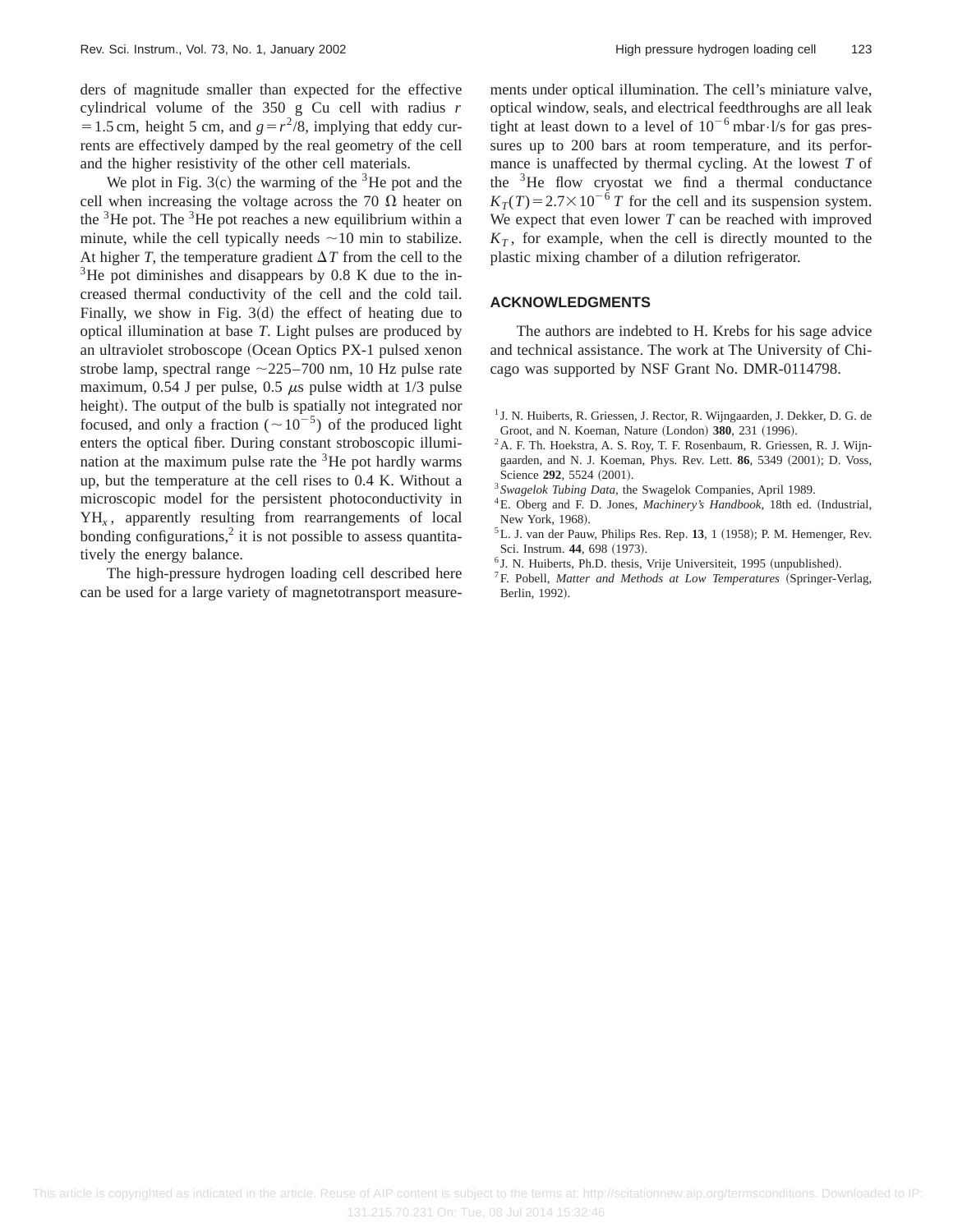ders of magnitude smaller than expected for the effective cylindrical volume of the 350 g Cu cell with radius $r = 1.5$ cm, height 5 cm, and $g = r^2/8$, implying that eddy currents are effectively damped by the real geometry of the cell and the higher resistivity of the other cell materials.

We plot in Fig. 3(c) the warming of the $^3$He pot and the cell when increasing the voltage across the 70 Ω heater on the $^3$He pot. The $^3$He pot reaches a new equilibrium within a minute, while the cell typically needs ~10 min to stabilize. At higher $T$, the temperature gradient $\Delta T$ from the cell to the $^3$He pot diminishes and disappears by 0.8 K due to the increased thermal conductivity of the cell and the cold tail. Finally, we show in Fig. 3(d) the effect of heating due to optical illumination at base $T$. Light pulses are produced by an ultraviolet stroboscope (Ocean Optics PX-1 pulsed xenon strobe lamp, spectral range ~225–700 nm, 10 Hz pulse rate maximum, 0.54 J per pulse, 0.5 $\mu$s pulse width at 1/3 pulse height). The output of the bulb is spatially not integrated nor focused, and only a fraction ($\sim 10^{-5}$) of the produced light enters the optical fiber. During constant stroboscopic illumination at the maximum pulse rate the $^3$He pot hardly warms up, but the temperature at the cell rises to 0.4 K. Without a microscopic model for the persistent photoconductivity in $YH_x$, apparently resulting from rearrangements of local bonding configurations,[2] it is not possible to assess quantitatively the energy balance.

The high-pressure hydrogen loading cell described here can be used for a large variety of magnetotransport measurements under optical illumination. The cell's miniature valve, optical window, seals, and electrical feedthroughs are all leak tight at least down to a level of $10^{-6}$ mbar·l/s for gas pressures up to 200 bars at room temperature, and its performance is unaffected by thermal cycling. At the lowest $T$ of the $^3$He flow cryostat we find a thermal conductance $K_T(T) = 2.7\times 10^{-6}\, T$ for the cell and its suspension system. We expect that even lower $T$ can be reached with improved $K_T$, for example, when the cell is directly mounted to the plastic mixing chamber of a dilution refrigerator.

## ACKNOWLEDGMENTS

The authors are indebted to H. Krebs for his sage advice and technical assistance. The work at The University of Chicago was supported by NSF Grant No. DMR-0114798.

[1] J. N. Huiberts, R. Griessen, J. Rector, R. Wijngaarden, J. Dekker, D. G. de Groot, and N. Koeman, Nature (London) **380**, 231 (1996).

[2] A. F. Th. Hoekstra, A. S. Roy, T. F. Rosenbaum, R. Griessen, R. J. Wijngaarden, and N. J. Koeman, Phys. Rev. Lett. **86**, 5349 (2001); D. Voss, Science **292**, 5524 (2001).

[3] *Swagelok Tubing Data*, the Swagelok Companies, April 1989.

[4] E. Oberg and F. D. Jones, *Machinery's Handbook*, 18th ed. (Industrial, New York, 1968).

[5] L. J. van der Pauw, Philips Res. Rep. **13**, 1 (1958); P. M. Hemenger, Rev. Sci. Instrum. **44**, 698 (1973).

[6] J. N. Huiberts, Ph.D. thesis, Vrije Universiteit, 1995 (unpublished).

[7] F. Pobell, *Matter and Methods at Low Temperatures* (Springer-Verlag, Berlin, 1992).